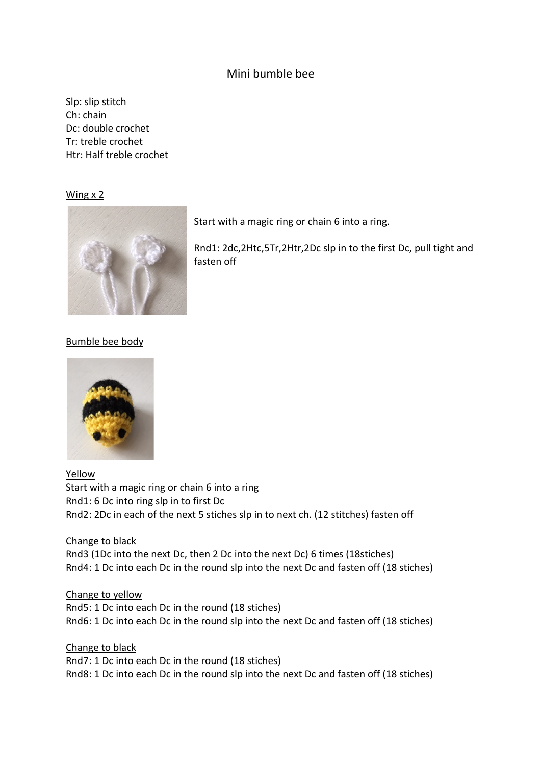# Mini bumble bee

Slp: slip stitch
Ch: chain
Dc: double crochet
Tr: treble crochet
Htr: Half treble crochet

## Wing x 2

Start with a magic ring or chain 6 into a ring.

Rnd1: 2dc,2Htc,5Tr,2Htr,2Dc slp in to the first Dc, pull tight and fasten off

## Bumble bee body

### Yellow

Start with a magic ring or chain 6 into a ring
Rnd1: 6 Dc into ring slp in to first Dc
Rnd2: 2Dc in each of the next 5 stiches slp in to next ch. (12 stitches) fasten off

### Change to black

Rnd3 (1Dc into the next Dc, then 2 Dc into the next Dc) 6 times (18stiches)
Rnd4: 1 Dc into each Dc in the round slp into the next Dc and fasten off (18 stiches)

### Change to yellow

Rnd5: 1 Dc into each Dc in the round (18 stiches)
Rnd6: 1 Dc into each Dc in the round slp into the next Dc and fasten off (18 stiches)

### Change to black

Rnd7: 1 Dc into each Dc in the round (18 stiches)
Rnd8: 1 Dc into each Dc in the round slp into the next Dc and fasten off (18 stiches)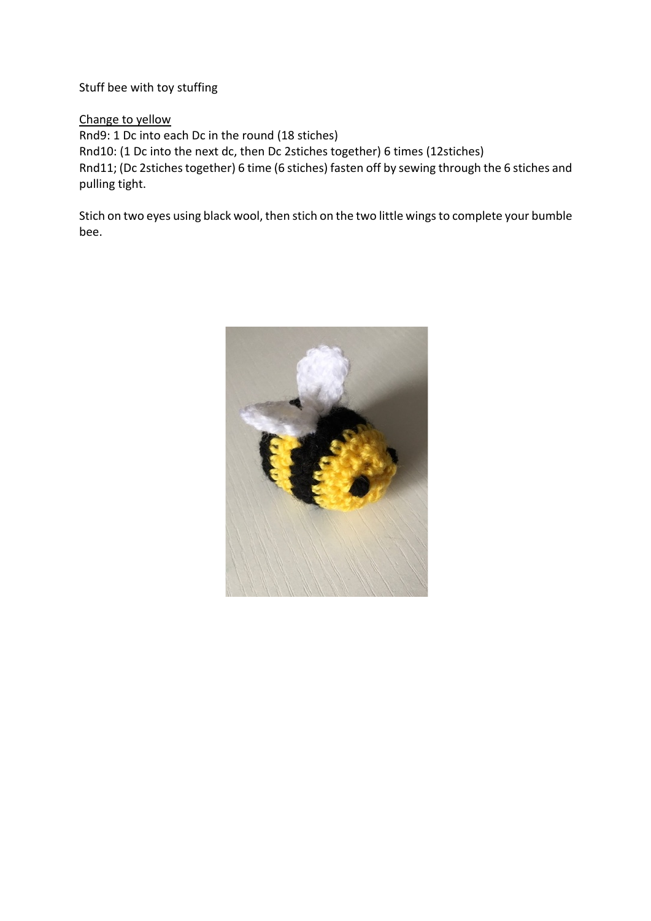Stuff bee with toy stuffing

<u>Change to yellow</u>

Rnd9: 1 Dc into each Dc in the round (18 stiches)

Rnd10: (1 Dc into the next dc, then Dc 2stiches together) 6 times (12stiches)

Rnd11; (Dc 2stiches together) 6 time (6 stiches) fasten off by sewing through the 6 stiches and pulling tight.

Stich on two eyes using black wool, then stich on the two little wings to complete your bumble bee.